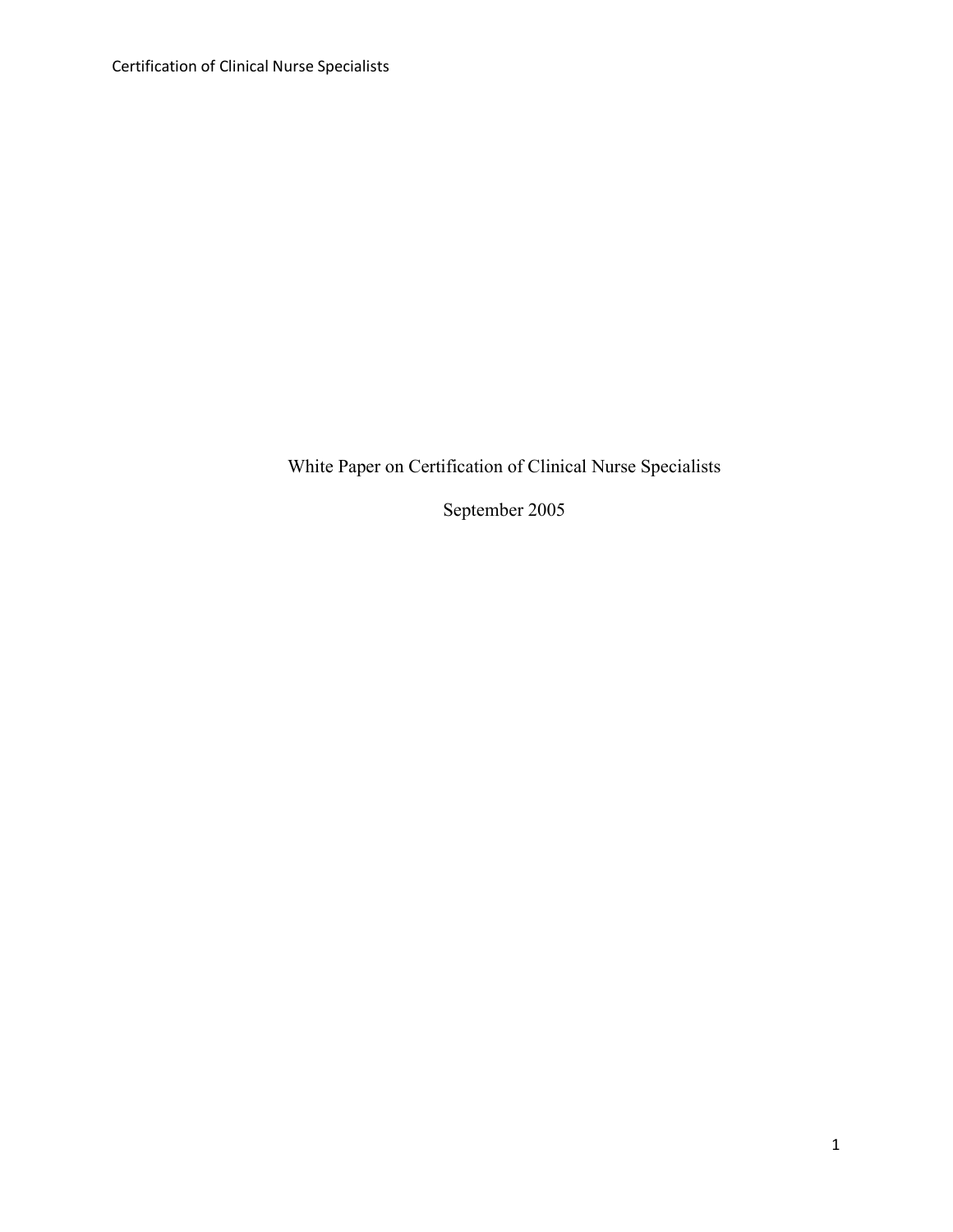# White Paper on Certification of Clinical Nurse Specialists

September 2005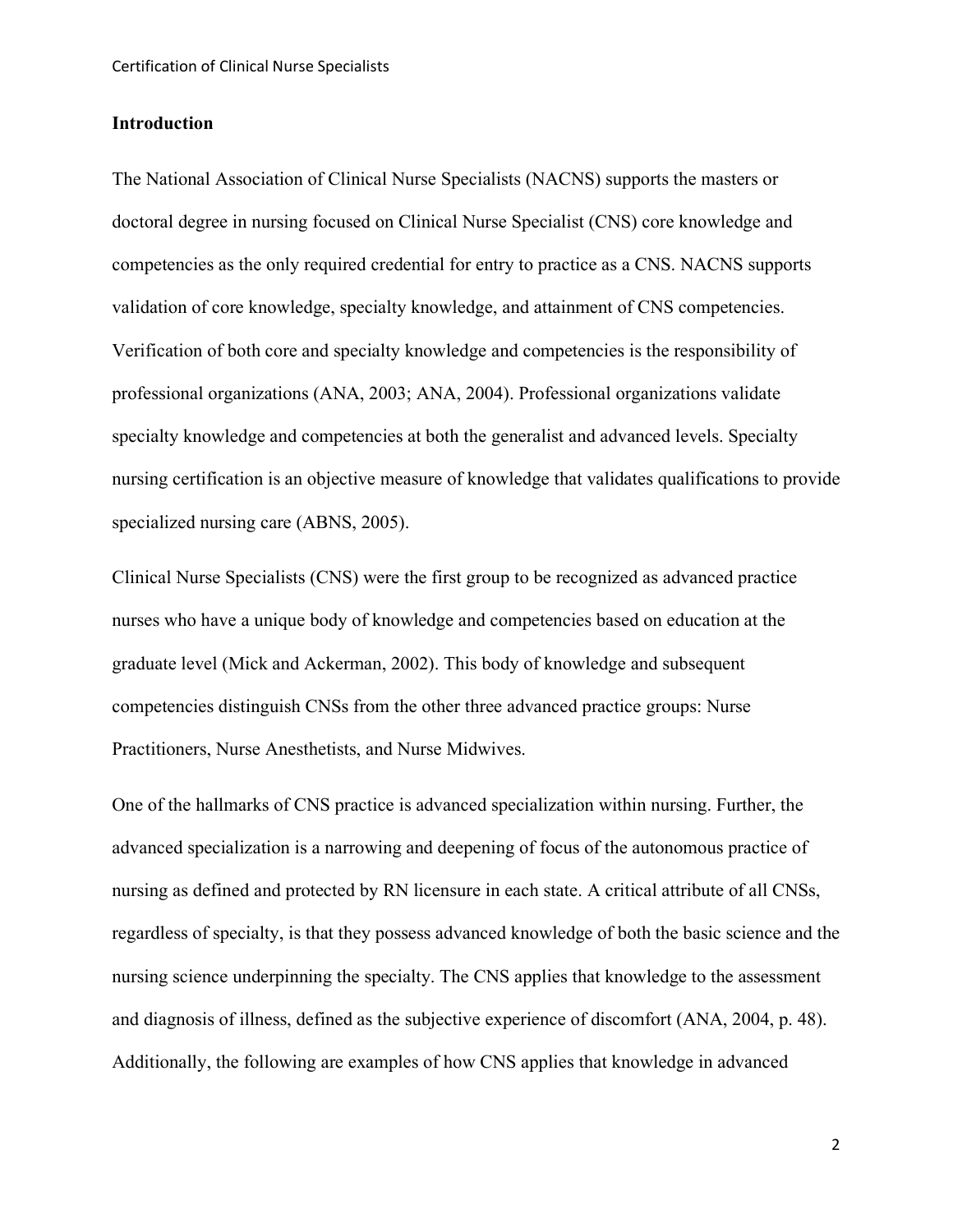## Introduction

The National Association of Clinical Nurse Specialists (NACNS) supports the masters or doctoral degree in nursing focused on Clinical Nurse Specialist (CNS) core knowledge and competencies as the only required credential for entry to practice as a CNS. NACNS supports validation of core knowledge, specialty knowledge, and attainment of CNS competencies. Verification of both core and specialty knowledge and competencies is the responsibility of professional organizations (ANA, 2003; ANA, 2004). Professional organizations validate specialty knowledge and competencies at both the generalist and advanced levels. Specialty nursing certification is an objective measure of knowledge that validates qualifications to provide specialized nursing care (ABNS, 2005).

Clinical Nurse Specialists (CNS) were the first group to be recognized as advanced practice nurses who have a unique body of knowledge and competencies based on education at the graduate level (Mick and Ackerman, 2002). This body of knowledge and subsequent competencies distinguish CNSs from the other three advanced practice groups: Nurse Practitioners, Nurse Anesthetists, and Nurse Midwives.

One of the hallmarks of CNS practice is advanced specialization within nursing. Further, the advanced specialization is a narrowing and deepening of focus of the autonomous practice of nursing as defined and protected by RN licensure in each state. A critical attribute of all CNSs, regardless of specialty, is that they possess advanced knowledge of both the basic science and the nursing science underpinning the specialty. The CNS applies that knowledge to the assessment and diagnosis of illness, defined as the subjective experience of discomfort (ANA, 2004, p. 48). Additionally, the following are examples of how CNS applies that knowledge in advanced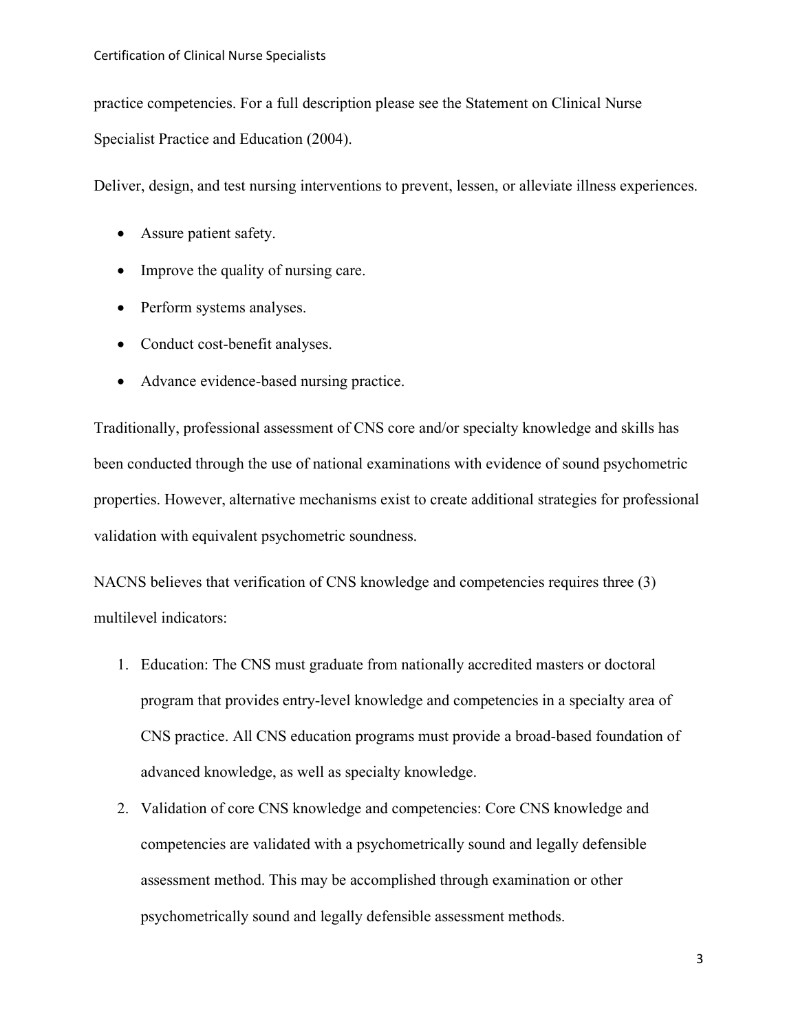practice competencies. For a full description please see the Statement on Clinical Nurse Specialist Practice and Education (2004).

Deliver, design, and test nursing interventions to prevent, lessen, or alleviate illness experiences.

- Assure patient safety.
- Improve the quality of nursing care.
- Perform systems analyses.
- Conduct cost-benefit analyses.
- Advance evidence-based nursing practice.

Traditionally, professional assessment of CNS core and/or specialty knowledge and skills has been conducted through the use of national examinations with evidence of sound psychometric properties. However, alternative mechanisms exist to create additional strategies for professional validation with equivalent psychometric soundness.

NACNS believes that verification of CNS knowledge and competencies requires three (3) multilevel indicators:

1. Education: The CNS must graduate from nationally accredited masters or doctoral program that provides entry-level knowledge and competencies in a specialty area of CNS practice. All CNS education programs must provide a broad-based foundation of advanced knowledge, as well as specialty knowledge.
2. Validation of core CNS knowledge and competencies: Core CNS knowledge and competencies are validated with a psychometrically sound and legally defensible assessment method. This may be accomplished through examination or other psychometrically sound and legally defensible assessment methods.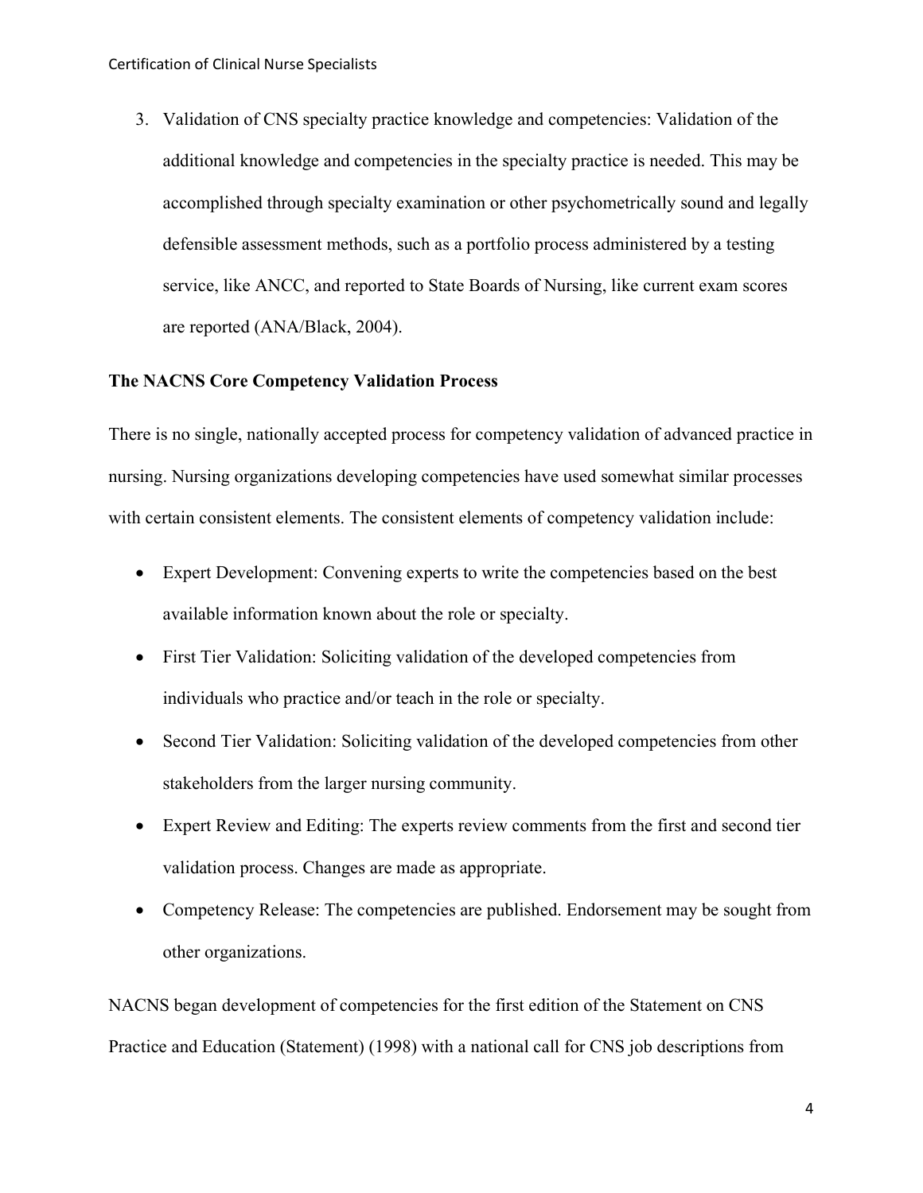3. Validation of CNS specialty practice knowledge and competencies: Validation of the additional knowledge and competencies in the specialty practice is needed. This may be accomplished through specialty examination or other psychometrically sound and legally defensible assessment methods, such as a portfolio process administered by a testing service, like ANCC, and reported to State Boards of Nursing, like current exam scores are reported (ANA/Black, 2004).

**The NACNS Core Competency Validation Process**

There is no single, nationally accepted process for competency validation of advanced practice in nursing. Nursing organizations developing competencies have used somewhat similar processes with certain consistent elements. The consistent elements of competency validation include:

- Expert Development: Convening experts to write the competencies based on the best available information known about the role or specialty.
- First Tier Validation: Soliciting validation of the developed competencies from individuals who practice and/or teach in the role or specialty.
- Second Tier Validation: Soliciting validation of the developed competencies from other stakeholders from the larger nursing community.
- Expert Review and Editing: The experts review comments from the first and second tier validation process. Changes are made as appropriate.
- Competency Release: The competencies are published. Endorsement may be sought from other organizations.

NACNS began development of competencies for the first edition of the Statement on CNS Practice and Education (Statement) (1998) with a national call for CNS job descriptions from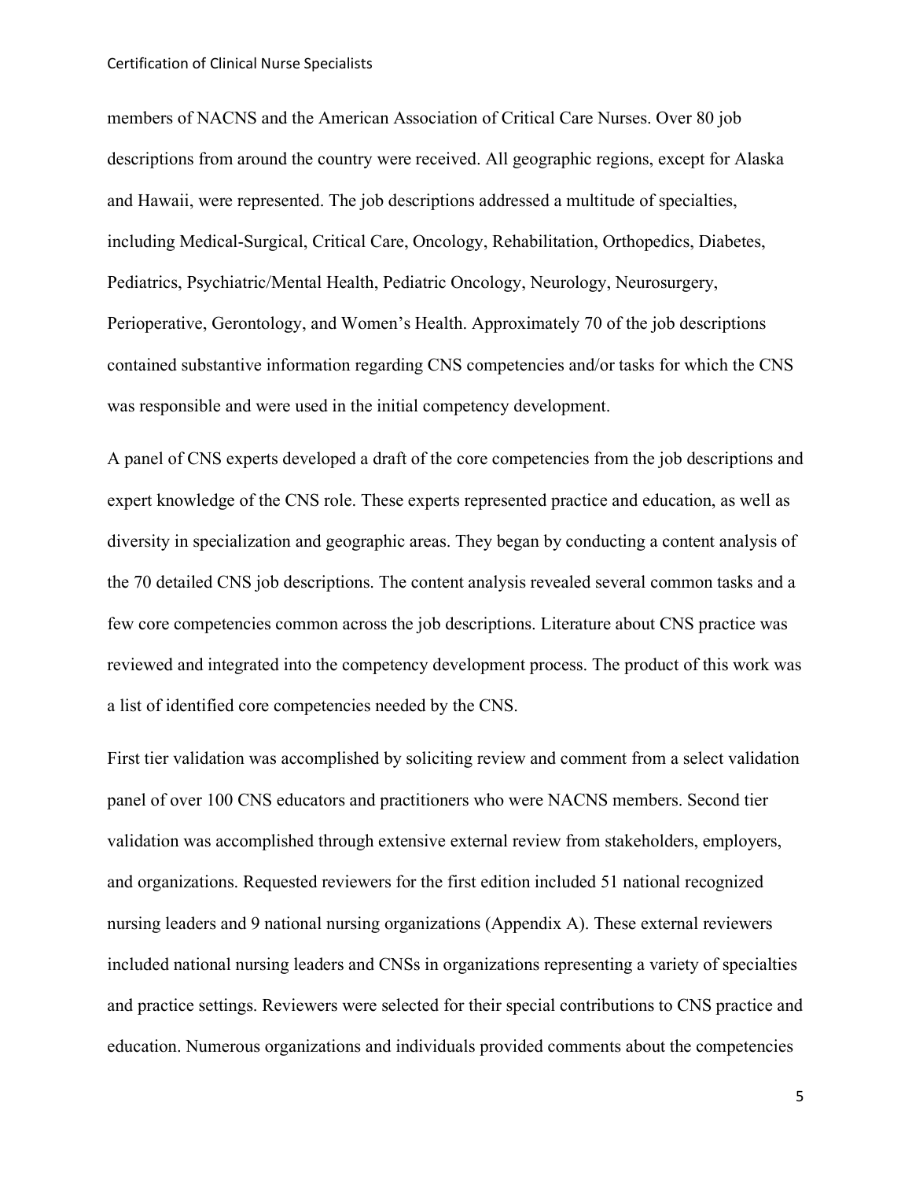members of NACNS and the American Association of Critical Care Nurses. Over 80 job descriptions from around the country were received. All geographic regions, except for Alaska and Hawaii, were represented. The job descriptions addressed a multitude of specialties, including Medical-Surgical, Critical Care, Oncology, Rehabilitation, Orthopedics, Diabetes, Pediatrics, Psychiatric/Mental Health, Pediatric Oncology, Neurology, Neurosurgery, Perioperative, Gerontology, and Women's Health. Approximately 70 of the job descriptions contained substantive information regarding CNS competencies and/or tasks for which the CNS was responsible and were used in the initial competency development.

A panel of CNS experts developed a draft of the core competencies from the job descriptions and expert knowledge of the CNS role. These experts represented practice and education, as well as diversity in specialization and geographic areas. They began by conducting a content analysis of the 70 detailed CNS job descriptions. The content analysis revealed several common tasks and a few core competencies common across the job descriptions. Literature about CNS practice was reviewed and integrated into the competency development process. The product of this work was a list of identified core competencies needed by the CNS.

First tier validation was accomplished by soliciting review and comment from a select validation panel of over 100 CNS educators and practitioners who were NACNS members. Second tier validation was accomplished through extensive external review from stakeholders, employers, and organizations. Requested reviewers for the first edition included 51 national recognized nursing leaders and 9 national nursing organizations (Appendix A). These external reviewers included national nursing leaders and CNSs in organizations representing a variety of specialties and practice settings. Reviewers were selected for their special contributions to CNS practice and education. Numerous organizations and individuals provided comments about the competencies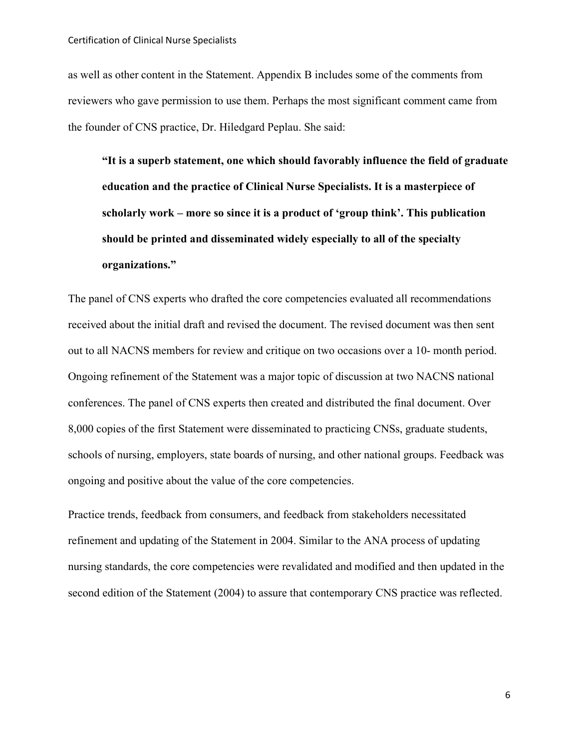as well as other content in the Statement. Appendix B includes some of the comments from reviewers who gave permission to use them. Perhaps the most significant comment came from the founder of CNS practice, Dr. Hiledgard Peplau. She said:

> **"It is a superb statement, one which should favorably influence the field of graduate education and the practice of Clinical Nurse Specialists. It is a masterpiece of scholarly work – more so since it is a product of 'group think'. This publication should be printed and disseminated widely especially to all of the specialty organizations."**

The panel of CNS experts who drafted the core competencies evaluated all recommendations received about the initial draft and revised the document. The revised document was then sent out to all NACNS members for review and critique on two occasions over a 10- month period. Ongoing refinement of the Statement was a major topic of discussion at two NACNS national conferences. The panel of CNS experts then created and distributed the final document. Over 8,000 copies of the first Statement were disseminated to practicing CNSs, graduate students, schools of nursing, employers, state boards of nursing, and other national groups. Feedback was ongoing and positive about the value of the core competencies.

Practice trends, feedback from consumers, and feedback from stakeholders necessitated refinement and updating of the Statement in 2004. Similar to the ANA process of updating nursing standards, the core competencies were revalidated and modified and then updated in the second edition of the Statement (2004) to assure that contemporary CNS practice was reflected.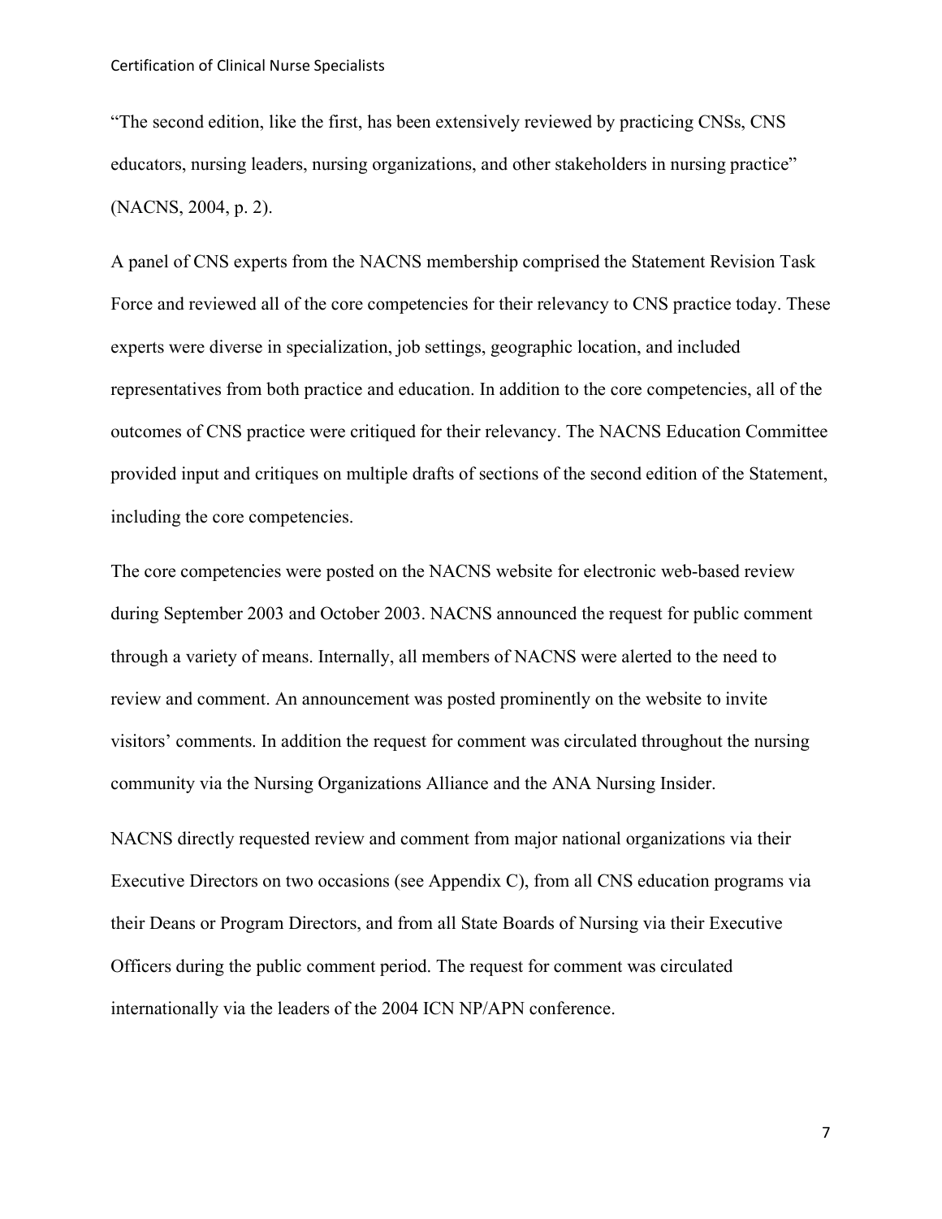"The second edition, like the first, has been extensively reviewed by practicing CNSs, CNS educators, nursing leaders, nursing organizations, and other stakeholders in nursing practice" (NACNS, 2004, p. 2).

A panel of CNS experts from the NACNS membership comprised the Statement Revision Task Force and reviewed all of the core competencies for their relevancy to CNS practice today. These experts were diverse in specialization, job settings, geographic location, and included representatives from both practice and education. In addition to the core competencies, all of the outcomes of CNS practice were critiqued for their relevancy. The NACNS Education Committee provided input and critiques on multiple drafts of sections of the second edition of the Statement, including the core competencies.

The core competencies were posted on the NACNS website for electronic web-based review during September 2003 and October 2003. NACNS announced the request for public comment through a variety of means. Internally, all members of NACNS were alerted to the need to review and comment. An announcement was posted prominently on the website to invite visitors' comments. In addition the request for comment was circulated throughout the nursing community via the Nursing Organizations Alliance and the ANA Nursing Insider.

NACNS directly requested review and comment from major national organizations via their Executive Directors on two occasions (see Appendix C), from all CNS education programs via their Deans or Program Directors, and from all State Boards of Nursing via their Executive Officers during the public comment period. The request for comment was circulated internationally via the leaders of the 2004 ICN NP/APN conference.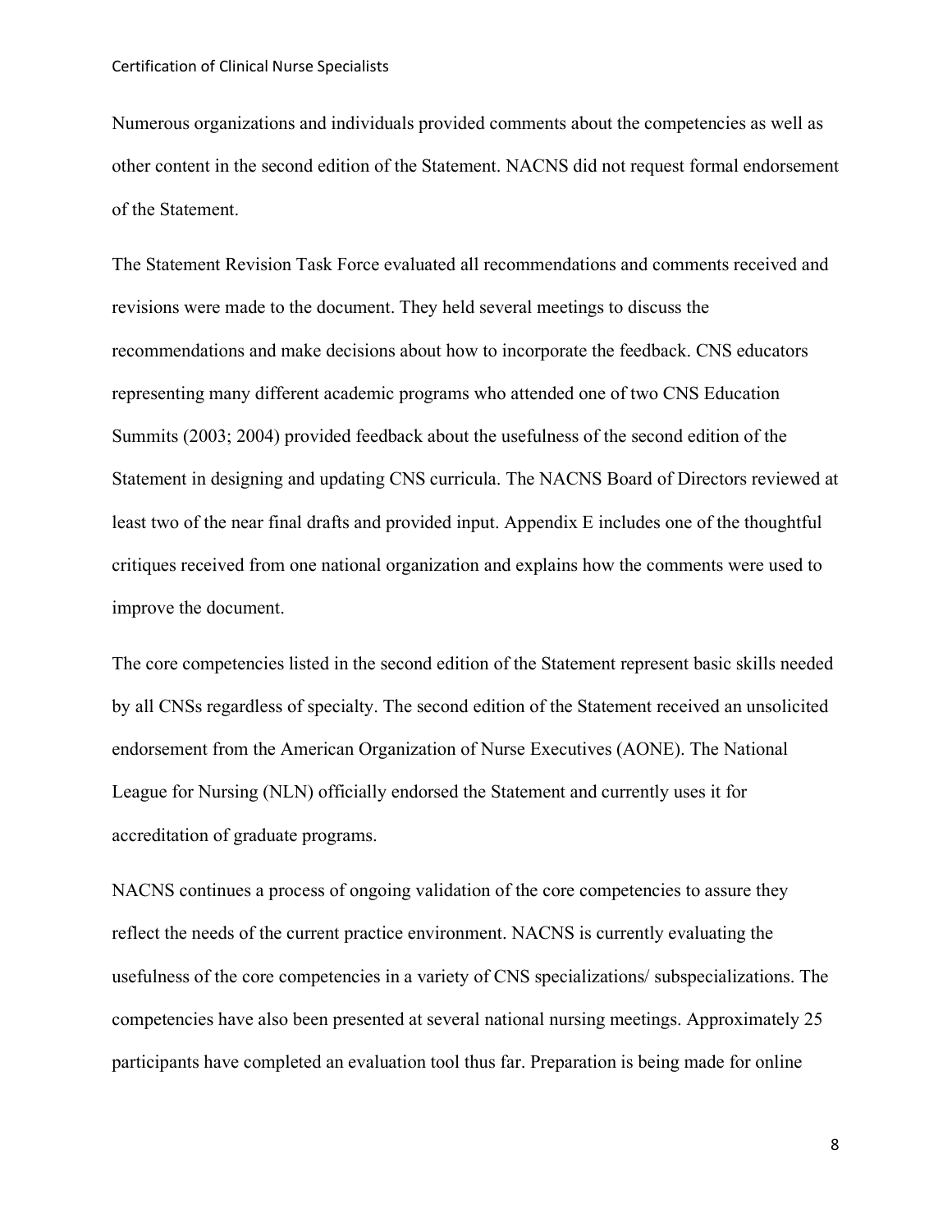Numerous organizations and individuals provided comments about the competencies as well as other content in the second edition of the Statement. NACNS did not request formal endorsement of the Statement.

The Statement Revision Task Force evaluated all recommendations and comments received and revisions were made to the document. They held several meetings to discuss the recommendations and make decisions about how to incorporate the feedback. CNS educators representing many different academic programs who attended one of two CNS Education Summits (2003; 2004) provided feedback about the usefulness of the second edition of the Statement in designing and updating CNS curricula. The NACNS Board of Directors reviewed at least two of the near final drafts and provided input. Appendix E includes one of the thoughtful critiques received from one national organization and explains how the comments were used to improve the document.

The core competencies listed in the second edition of the Statement represent basic skills needed by all CNSs regardless of specialty. The second edition of the Statement received an unsolicited endorsement from the American Organization of Nurse Executives (AONE). The National League for Nursing (NLN) officially endorsed the Statement and currently uses it for accreditation of graduate programs.

NACNS continues a process of ongoing validation of the core competencies to assure they reflect the needs of the current practice environment. NACNS is currently evaluating the usefulness of the core competencies in a variety of CNS specializations/ subspecializations. The competencies have also been presented at several national nursing meetings. Approximately 25 participants have completed an evaluation tool thus far. Preparation is being made for online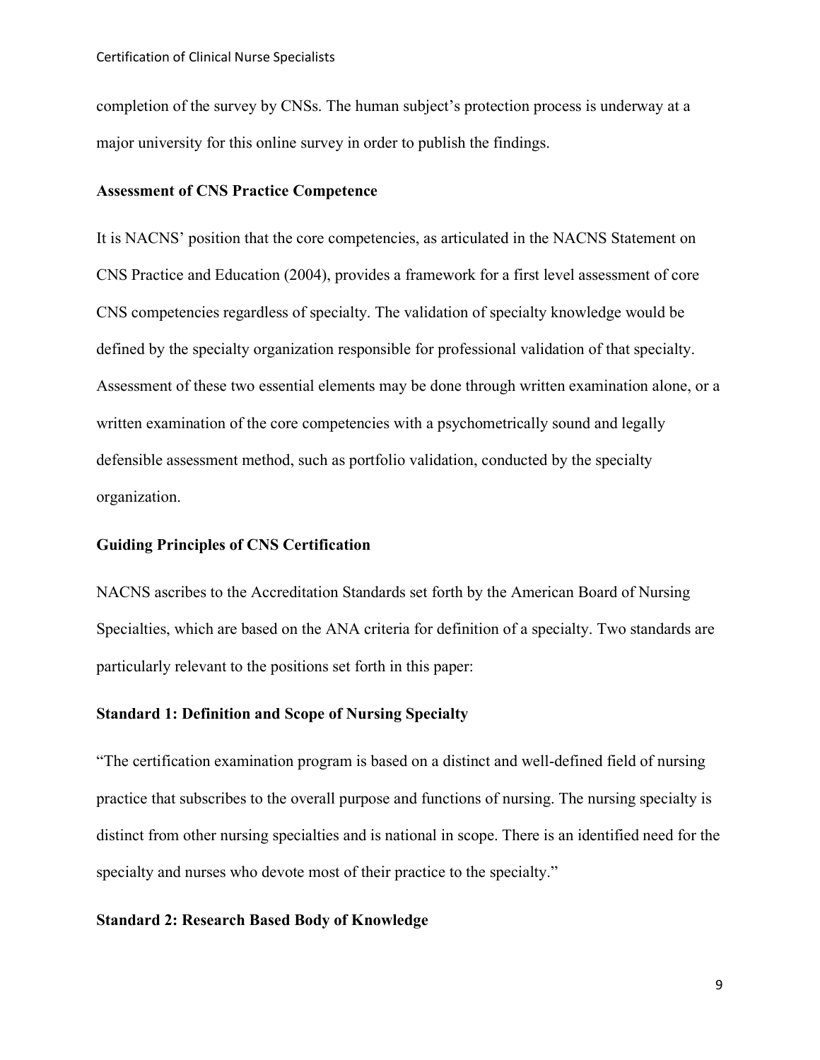completion of the survey by CNSs. The human subject's protection process is underway at a major university for this online survey in order to publish the findings.

## Assessment of CNS Practice Competence

It is NACNS' position that the core competencies, as articulated in the NACNS Statement on CNS Practice and Education (2004), provides a framework for a first level assessment of core CNS competencies regardless of specialty. The validation of specialty knowledge would be defined by the specialty organization responsible for professional validation of that specialty. Assessment of these two essential elements may be done through written examination alone, or a written examination of the core competencies with a psychometrically sound and legally defensible assessment method, such as portfolio validation, conducted by the specialty organization.

## Guiding Principles of CNS Certification

NACNS ascribes to the Accreditation Standards set forth by the American Board of Nursing Specialties, which are based on the ANA criteria for definition of a specialty. Two standards are particularly relevant to the positions set forth in this paper:

### Standard 1: Definition and Scope of Nursing Specialty

"The certification examination program is based on a distinct and well-defined field of nursing practice that subscribes to the overall purpose and functions of nursing. The nursing specialty is distinct from other nursing specialties and is national in scope. There is an identified need for the specialty and nurses who devote most of their practice to the specialty."

### Standard 2: Research Based Body of Knowledge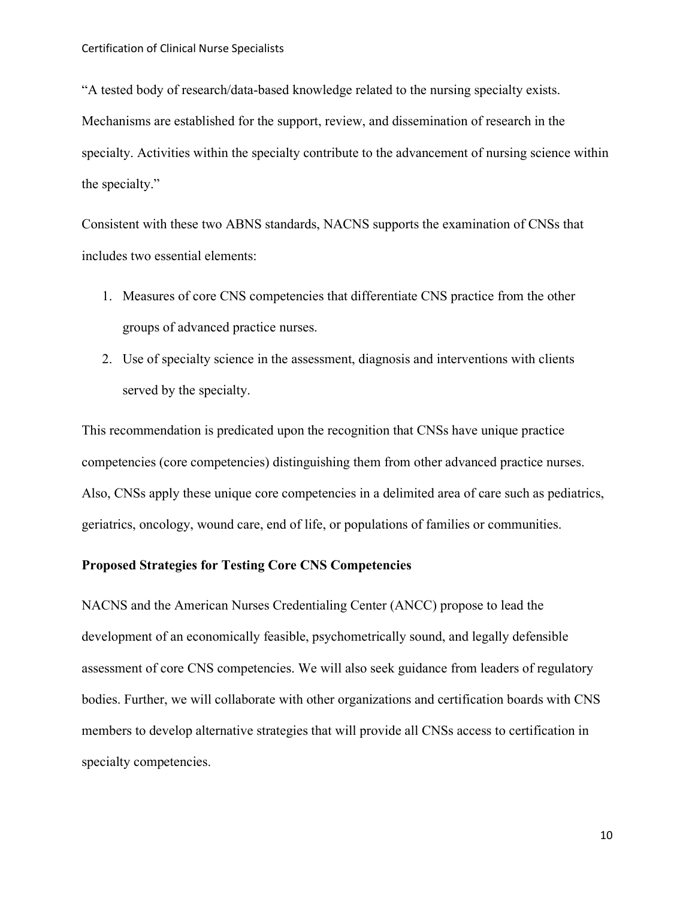"A tested body of research/data-based knowledge related to the nursing specialty exists. Mechanisms are established for the support, review, and dissemination of research in the specialty. Activities within the specialty contribute to the advancement of nursing science within the specialty."

Consistent with these two ABNS standards, NACNS supports the examination of CNSs that includes two essential elements:

1. Measures of core CNS competencies that differentiate CNS practice from the other groups of advanced practice nurses.
2. Use of specialty science in the assessment, diagnosis and interventions with clients served by the specialty.

This recommendation is predicated upon the recognition that CNSs have unique practice competencies (core competencies) distinguishing them from other advanced practice nurses. Also, CNSs apply these unique core competencies in a delimited area of care such as pediatrics, geriatrics, oncology, wound care, end of life, or populations of families or communities.

**Proposed Strategies for Testing Core CNS Competencies**

NACNS and the American Nurses Credentialing Center (ANCC) propose to lead the development of an economically feasible, psychometrically sound, and legally defensible assessment of core CNS competencies. We will also seek guidance from leaders of regulatory bodies. Further, we will collaborate with other organizations and certification boards with CNS members to develop alternative strategies that will provide all CNSs access to certification in specialty competencies.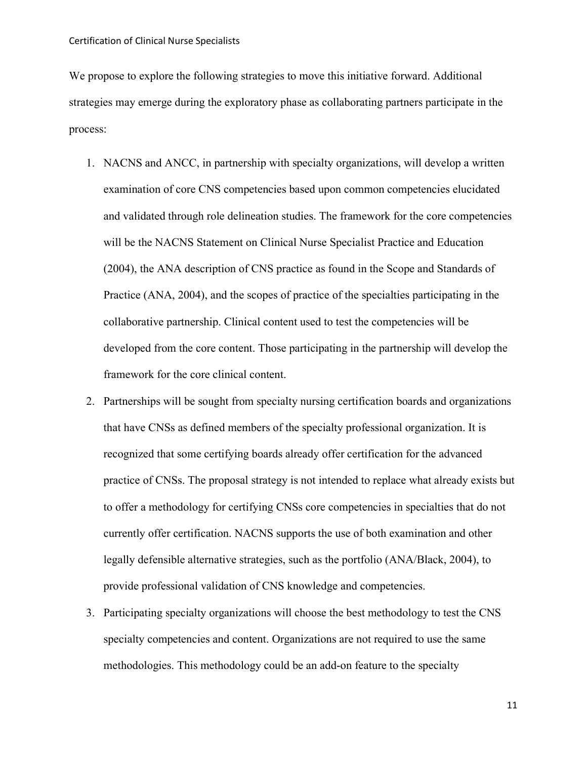We propose to explore the following strategies to move this initiative forward. Additional strategies may emerge during the exploratory phase as collaborating partners participate in the process:

1. NACNS and ANCC, in partnership with specialty organizations, will develop a written examination of core CNS competencies based upon common competencies elucidated and validated through role delineation studies. The framework for the core competencies will be the NACNS Statement on Clinical Nurse Specialist Practice and Education (2004), the ANA description of CNS practice as found in the Scope and Standards of Practice (ANA, 2004), and the scopes of practice of the specialties participating in the collaborative partnership. Clinical content used to test the competencies will be developed from the core content. Those participating in the partnership will develop the framework for the core clinical content.
2. Partnerships will be sought from specialty nursing certification boards and organizations that have CNSs as defined members of the specialty professional organization. It is recognized that some certifying boards already offer certification for the advanced practice of CNSs. The proposal strategy is not intended to replace what already exists but to offer a methodology for certifying CNSs core competencies in specialties that do not currently offer certification. NACNS supports the use of both examination and other legally defensible alternative strategies, such as the portfolio (ANA/Black, 2004), to provide professional validation of CNS knowledge and competencies.
3. Participating specialty organizations will choose the best methodology to test the CNS specialty competencies and content. Organizations are not required to use the same methodologies. This methodology could be an add-on feature to the specialty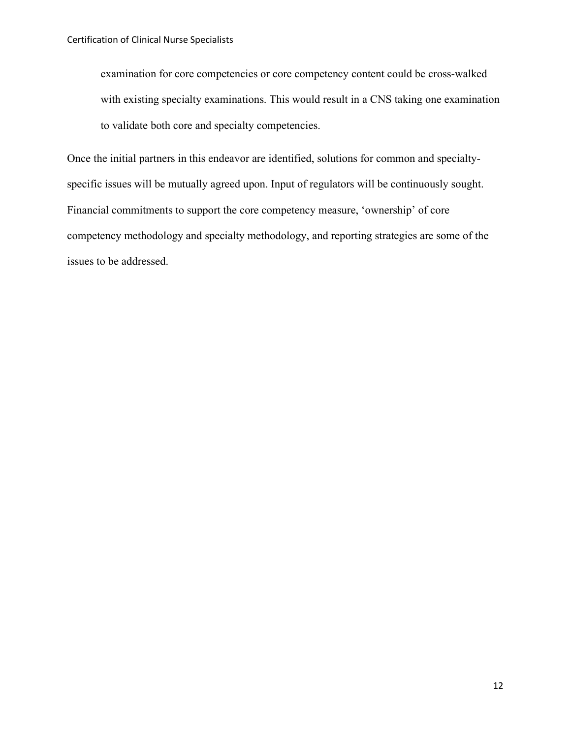examination for core competencies or core competency content could be cross-walked with existing specialty examinations. This would result in a CNS taking one examination to validate both core and specialty competencies.

Once the initial partners in this endeavor are identified, solutions for common and specialty-specific issues will be mutually agreed upon. Input of regulators will be continuously sought. Financial commitments to support the core competency measure, 'ownership' of core competency methodology and specialty methodology, and reporting strategies are some of the issues to be addressed.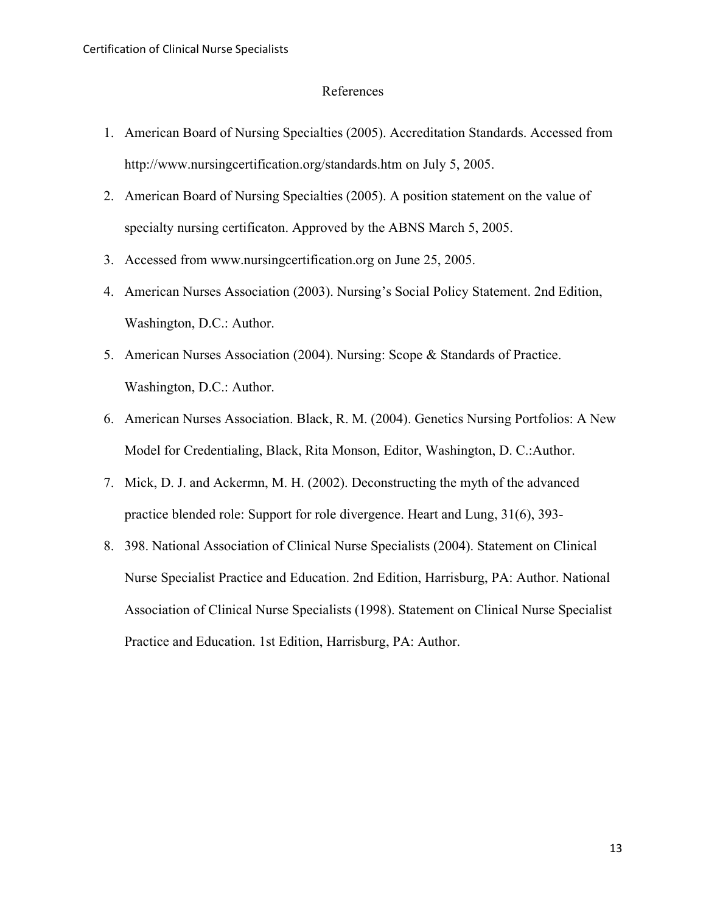# References

1. American Board of Nursing Specialties (2005). Accreditation Standards. Accessed from http://www.nursingcertification.org/standards.htm on July 5, 2005.
2. American Board of Nursing Specialties (2005). A position statement on the value of specialty nursing certificaton. Approved by the ABNS March 5, 2005.
3. Accessed from www.nursingcertification.org on June 25, 2005.
4. American Nurses Association (2003). Nursing's Social Policy Statement. 2nd Edition, Washington, D.C.: Author.
5. American Nurses Association (2004). Nursing: Scope & Standards of Practice. Washington, D.C.: Author.
6. American Nurses Association. Black, R. M. (2004). Genetics Nursing Portfolios: A New Model for Credentialing, Black, Rita Monson, Editor, Washington, D. C.:Author.
7. Mick, D. J. and Ackermn, M. H. (2002). Deconstructing the myth of the advanced practice blended role: Support for role divergence. Heart and Lung, 31(6), 393-
8. 398. National Association of Clinical Nurse Specialists (2004). Statement on Clinical Nurse Specialist Practice and Education. 2nd Edition, Harrisburg, PA: Author. National Association of Clinical Nurse Specialists (1998). Statement on Clinical Nurse Specialist Practice and Education. 1st Edition, Harrisburg, PA: Author.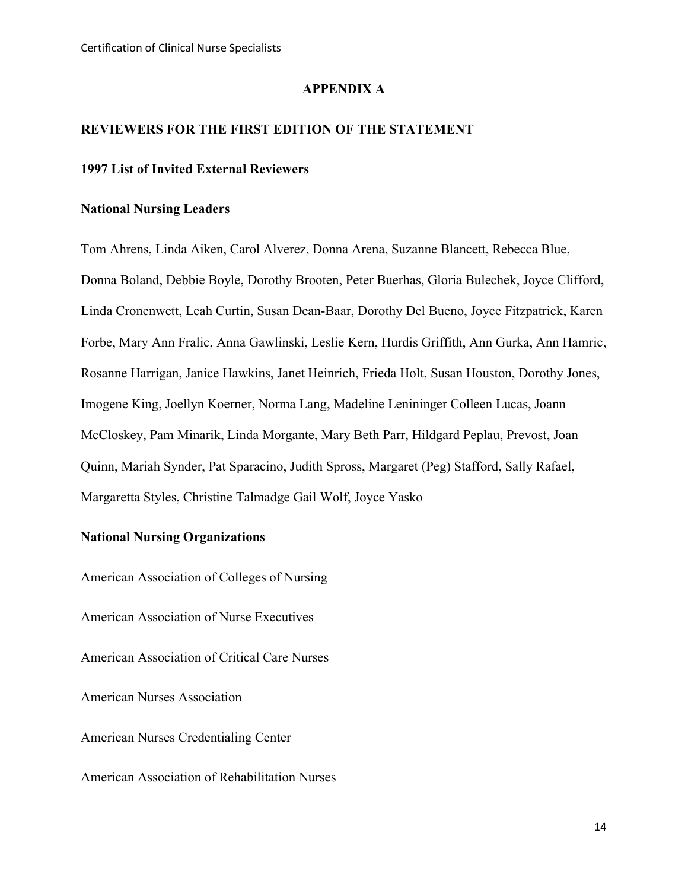## APPENDIX A

### REVIEWERS FOR THE FIRST EDITION OF THE STATEMENT

#### 1997 List of Invited External Reviewers

#### National Nursing Leaders

Tom Ahrens, Linda Aiken, Carol Alverez, Donna Arena, Suzanne Blancett, Rebecca Blue, Donna Boland, Debbie Boyle, Dorothy Brooten, Peter Buerhas, Gloria Bulechek, Joyce Clifford, Linda Cronenwett, Leah Curtin, Susan Dean-Baar, Dorothy Del Bueno, Joyce Fitzpatrick, Karen Forbe, Mary Ann Fralic, Anna Gawlinski, Leslie Kern, Hurdis Griffith, Ann Gurka, Ann Hamric, Rosanne Harrigan, Janice Hawkins, Janet Heinrich, Frieda Holt, Susan Houston, Dorothy Jones, Imogene King, Joellyn Koerner, Norma Lang, Madeline Leninger Colleen Lucas, Joann McCloskey, Pam Minarik, Linda Morgante, Mary Beth Parr, Hildgard Peplau, Prevost, Joan Quinn, Mariah Synder, Pat Sparacino, Judith Spross, Margaret (Peg) Stafford, Sally Rafael, Margaretta Styles, Christine Talmadge Gail Wolf, Joyce Yasko

#### National Nursing Organizations

American Association of Colleges of Nursing

American Association of Nurse Executives

American Association of Critical Care Nurses

American Nurses Association

American Nurses Credentialing Center

American Association of Rehabilitation Nurses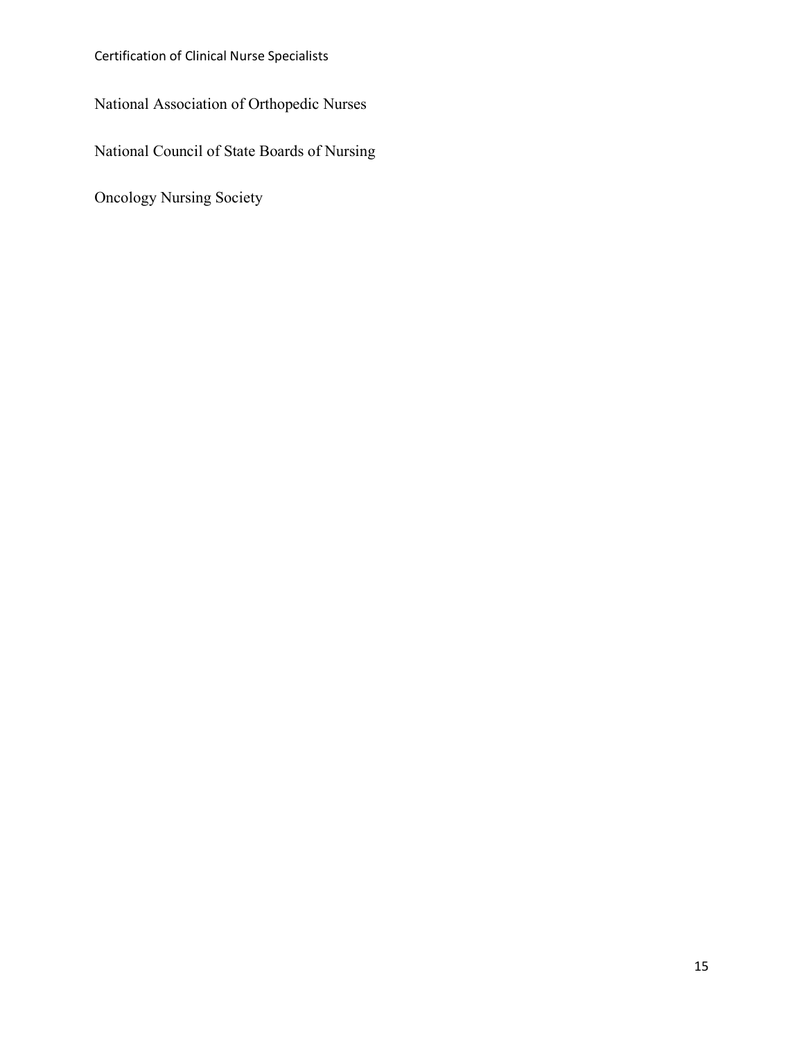National Association of Orthopedic Nurses

National Council of State Boards of Nursing

Oncology Nursing Society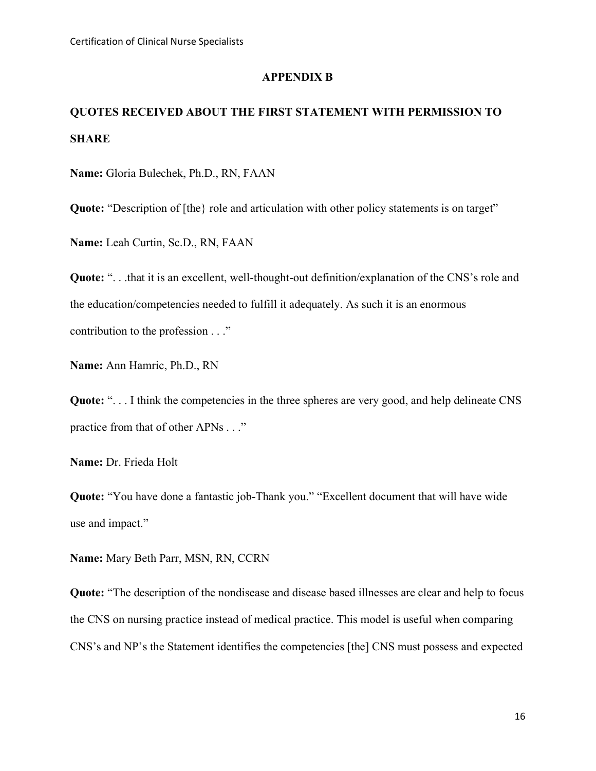## APPENDIX B

## QUOTES RECEIVED ABOUT THE FIRST STATEMENT WITH PERMISSION TO SHARE

**Name:** Gloria Bulechek, Ph.D., RN, FAAN

**Quote:** "Description of [the} role and articulation with other policy statements is on target"

**Name:** Leah Curtin, Sc.D., RN, FAAN

**Quote:** ". . .that it is an excellent, well-thought-out definition/explanation of the CNS's role and the education/competencies needed to fulfill it adequately. As such it is an enormous contribution to the profession . . ."

**Name:** Ann Hamric, Ph.D., RN

**Quote:** ". . . I think the competencies in the three spheres are very good, and help delineate CNS practice from that of other APNs . . ."

**Name:** Dr. Frieda Holt

**Quote:** "You have done a fantastic job-Thank you." "Excellent document that will have wide use and impact."

**Name:** Mary Beth Parr, MSN, RN, CCRN

**Quote:** "The description of the nondisease and disease based illnesses are clear and help to focus the CNS on nursing practice instead of medical practice. This model is useful when comparing CNS's and NP's the Statement identifies the competencies [the] CNS must possess and expected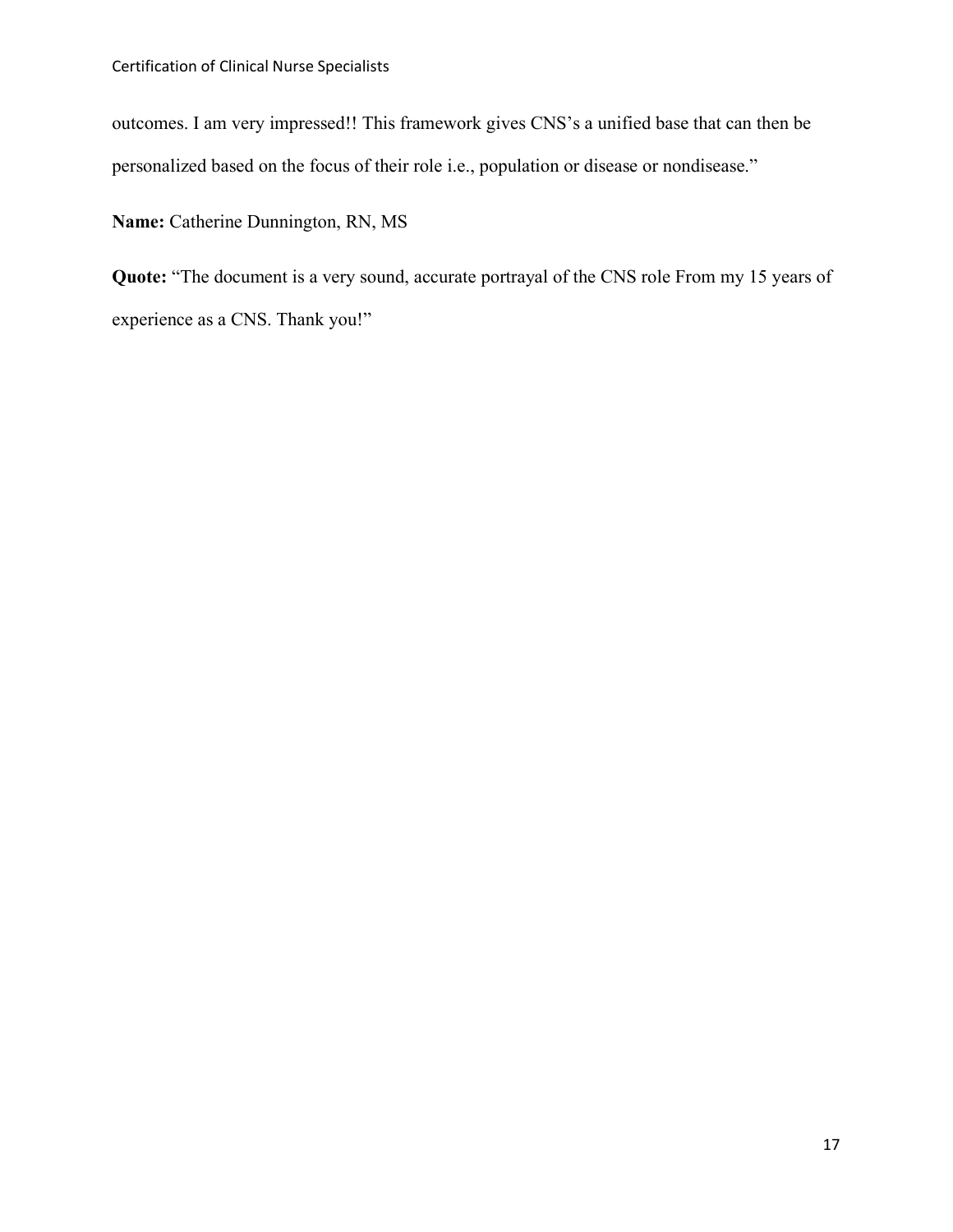outcomes. I am very impressed!! This framework gives CNS's a unified base that can then be personalized based on the focus of their role i.e., population or disease or nondisease."

**Name:** Catherine Dunnington, RN, MS

**Quote:** "The document is a very sound, accurate portrayal of the CNS role From my 15 years of experience as a CNS. Thank you!"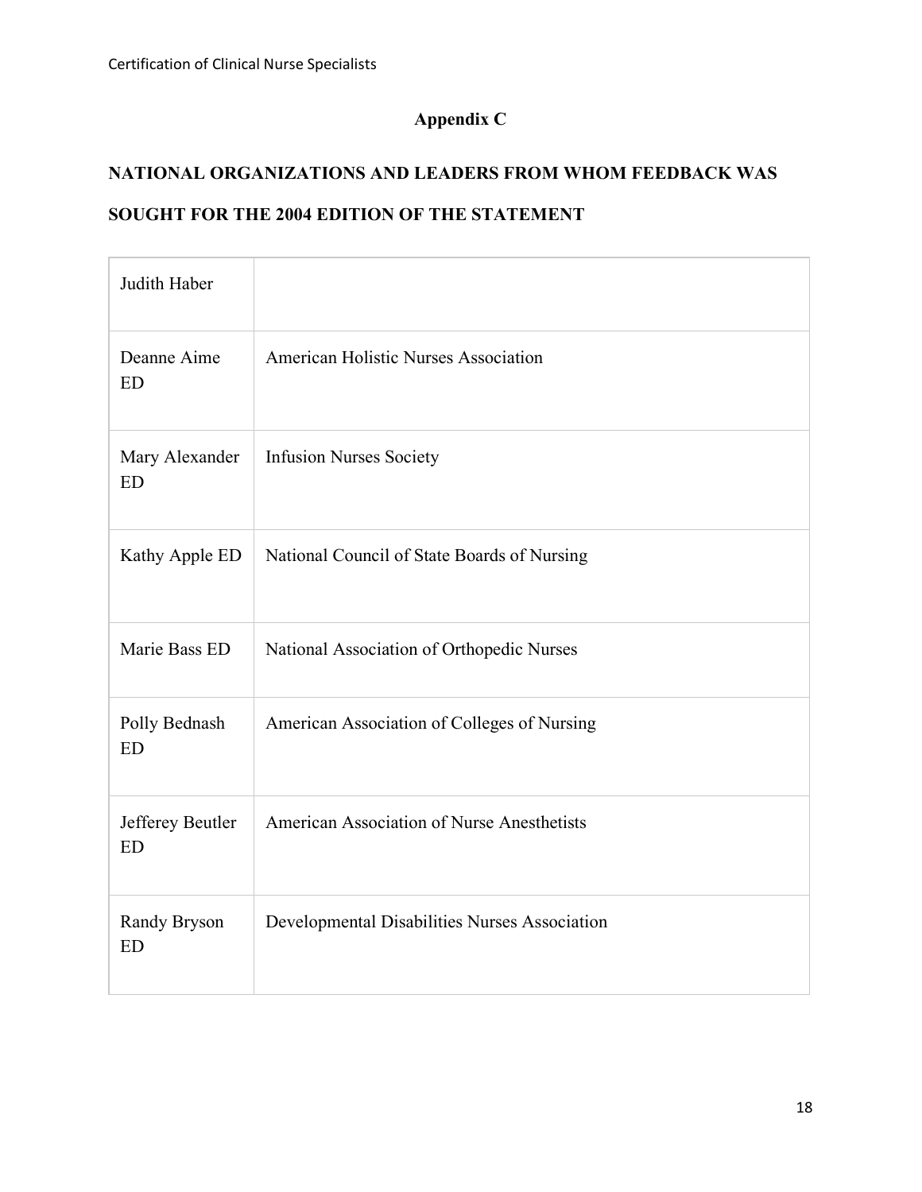## Appendix C

## NATIONAL ORGANIZATIONS AND LEADERS FROM WHOM FEEDBACK WAS SOUGHT FOR THE 2004 EDITION OF THE STATEMENT

| Judith Haber | |
|---|---|
| Deanne Aime ED | American Holistic Nurses Association |
| Mary Alexander ED | Infusion Nurses Society |
| Kathy Apple ED | National Council of State Boards of Nursing |
| Marie Bass ED | National Association of Orthopedic Nurses |
| Polly Bednash ED | American Association of Colleges of Nursing |
| Jefferey Beutler ED | American Association of Nurse Anesthetists |
| Randy Bryson ED | Developmental Disabilities Nurses Association |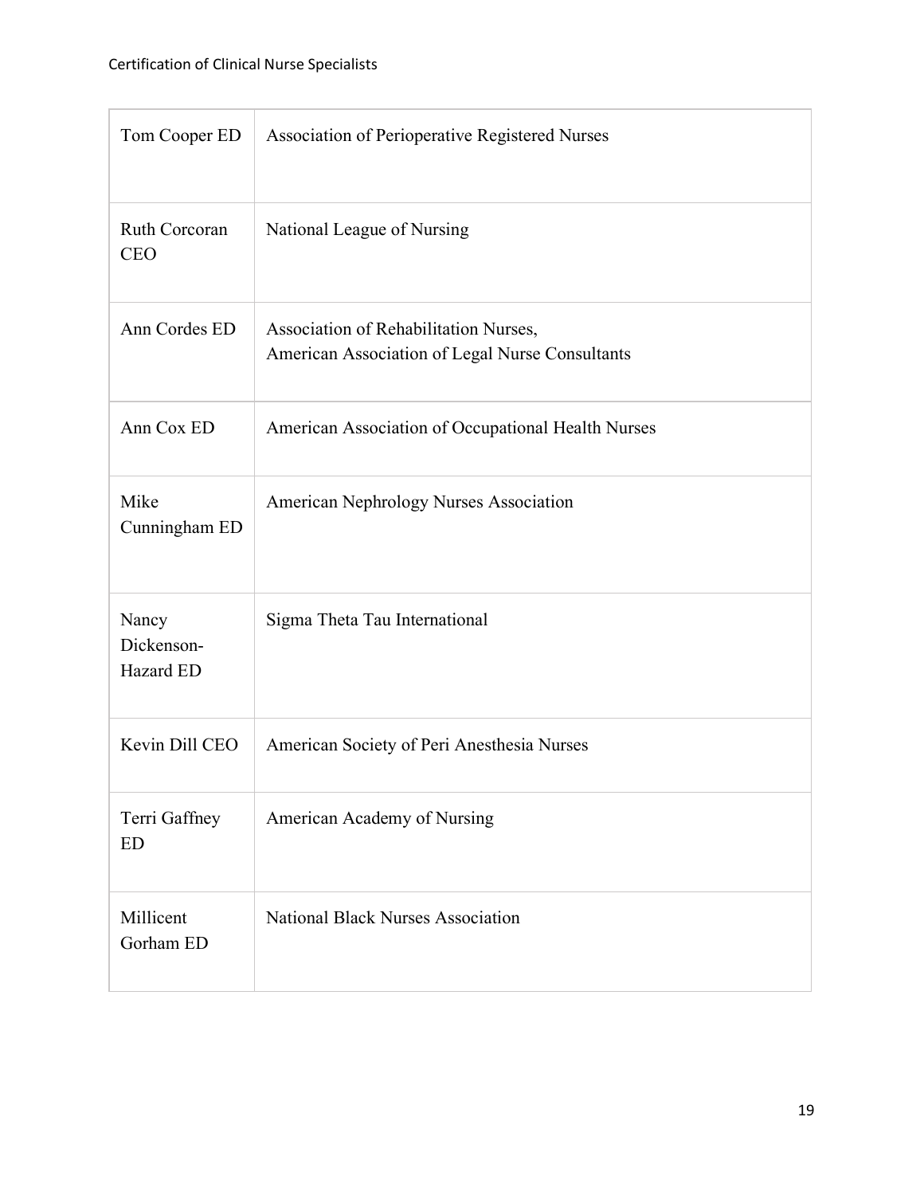| | |
|---|---|
| Tom Cooper ED | Association of Perioperative Registered Nurses |
| Ruth Corcoran CEO | National League of Nursing |
| Ann Cordes ED | Association of Rehabilitation Nurses, American Association of Legal Nurse Consultants |
| Ann Cox ED | American Association of Occupational Health Nurses |
| Mike Cunningham ED | American Nephrology Nurses Association |
| Nancy Dickenson-Hazard ED | Sigma Theta Tau International |
| Kevin Dill CEO | American Society of Peri Anesthesia Nurses |
| Terri Gaffney ED | American Academy of Nursing |
| Millicent Gorham ED | National Black Nurses Association |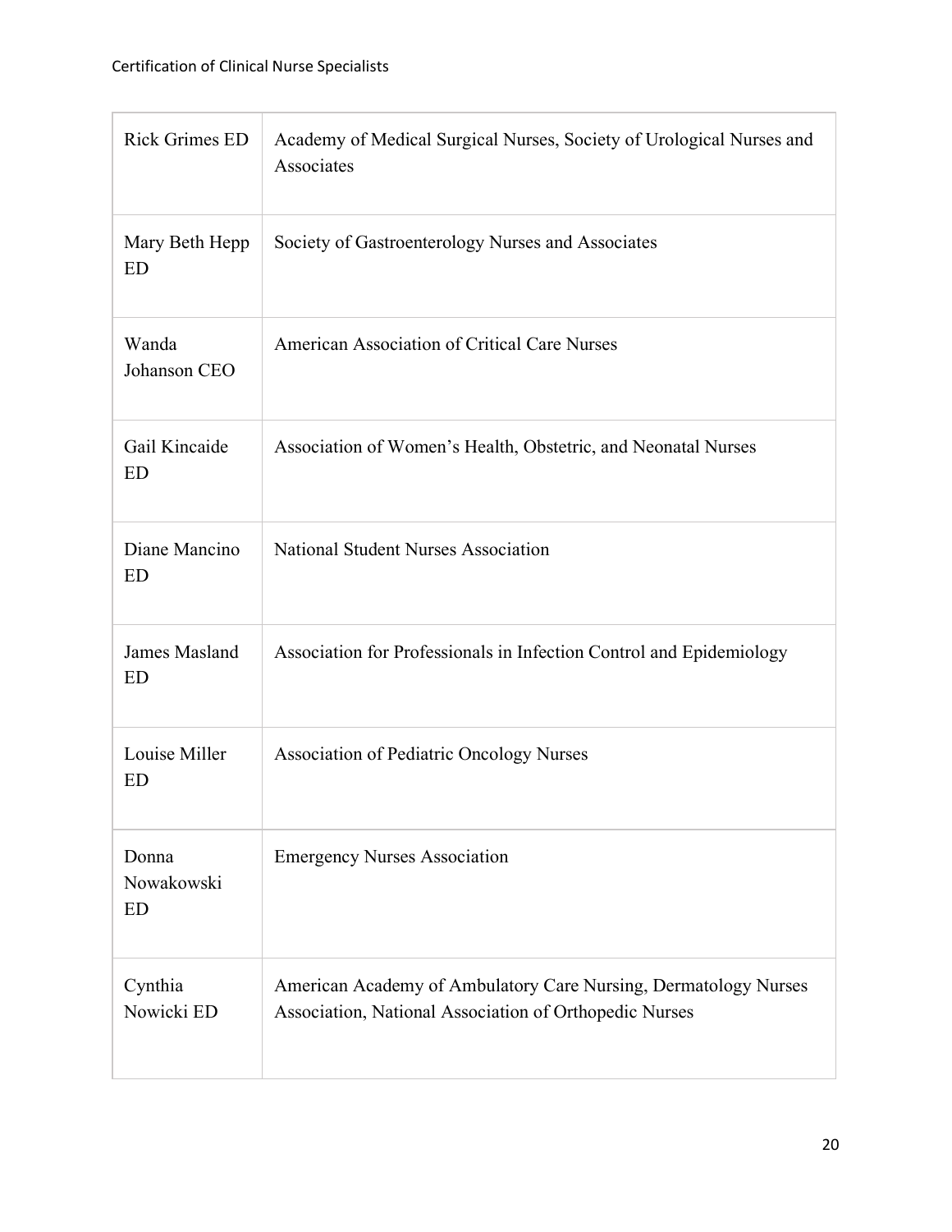| | |
|---|---|
| Rick Grimes ED | Academy of Medical Surgical Nurses, Society of Urological Nurses and Associates |
| Mary Beth Hepp ED | Society of Gastroenterology Nurses and Associates |
| Wanda Johanson CEO | American Association of Critical Care Nurses |
| Gail Kincaide ED | Association of Women's Health, Obstetric, and Neonatal Nurses |
| Diane Mancino ED | National Student Nurses Association |
| James Masland ED | Association for Professionals in Infection Control and Epidemiology |
| Louise Miller ED | Association of Pediatric Oncology Nurses |
| Donna Nowakowski ED | Emergency Nurses Association |
| Cynthia Nowicki ED | American Academy of Ambulatory Care Nursing, Dermatology Nurses Association, National Association of Orthopedic Nurses |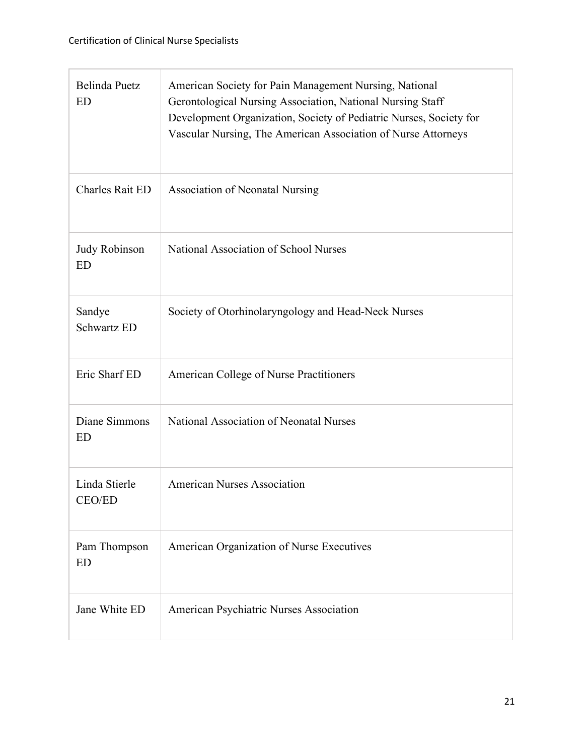| | |
|---|---|
| Belinda Puetz ED | American Society for Pain Management Nursing, National Gerontological Nursing Association, National Nursing Staff Development Organization, Society of Pediatric Nurses, Society for Vascular Nursing, The American Association of Nurse Attorneys |
| Charles Rait ED | Association of Neonatal Nursing |
| Judy Robinson ED | National Association of School Nurses |
| Sandye Schwartz ED | Society of Otorhinolaryngology and Head-Neck Nurses |
| Eric Sharf ED | American College of Nurse Practitioners |
| Diane Simmons ED | National Association of Neonatal Nurses |
| Linda Stierle CEO/ED | American Nurses Association |
| Pam Thompson ED | American Organization of Nurse Executives |
| Jane White ED | American Psychiatric Nurses Association |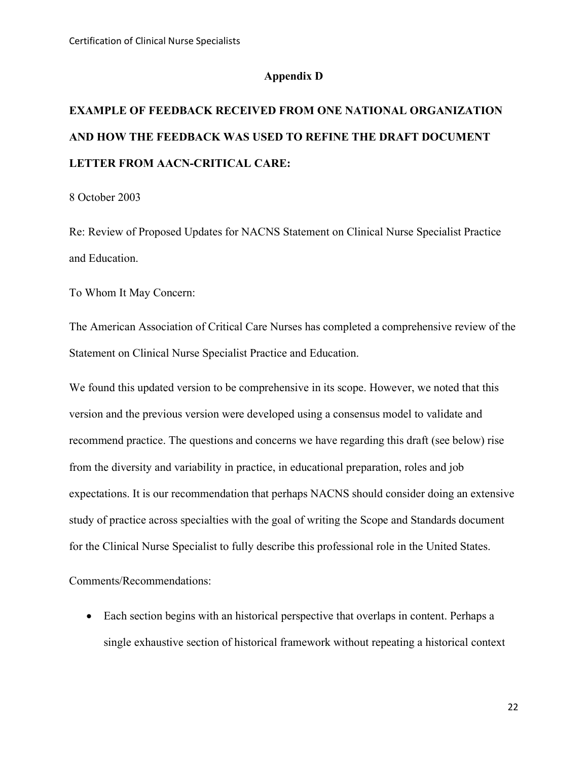## Appendix D

## EXAMPLE OF FEEDBACK RECEIVED FROM ONE NATIONAL ORGANIZATION AND HOW THE FEEDBACK WAS USED TO REFINE THE DRAFT DOCUMENT LETTER FROM AACN-CRITICAL CARE:

8 October 2003

Re: Review of Proposed Updates for NACNS Statement on Clinical Nurse Specialist Practice and Education.

To Whom It May Concern:

The American Association of Critical Care Nurses has completed a comprehensive review of the Statement on Clinical Nurse Specialist Practice and Education.

We found this updated version to be comprehensive in its scope. However, we noted that this version and the previous version were developed using a consensus model to validate and recommend practice. The questions and concerns we have regarding this draft (see below) rise from the diversity and variability in practice, in educational preparation, roles and job expectations. It is our recommendation that perhaps NACNS should consider doing an extensive study of practice across specialties with the goal of writing the Scope and Standards document for the Clinical Nurse Specialist to fully describe this professional role in the United States.

Comments/Recommendations:

- Each section begins with an historical perspective that overlaps in content. Perhaps a single exhaustive section of historical framework without repeating a historical context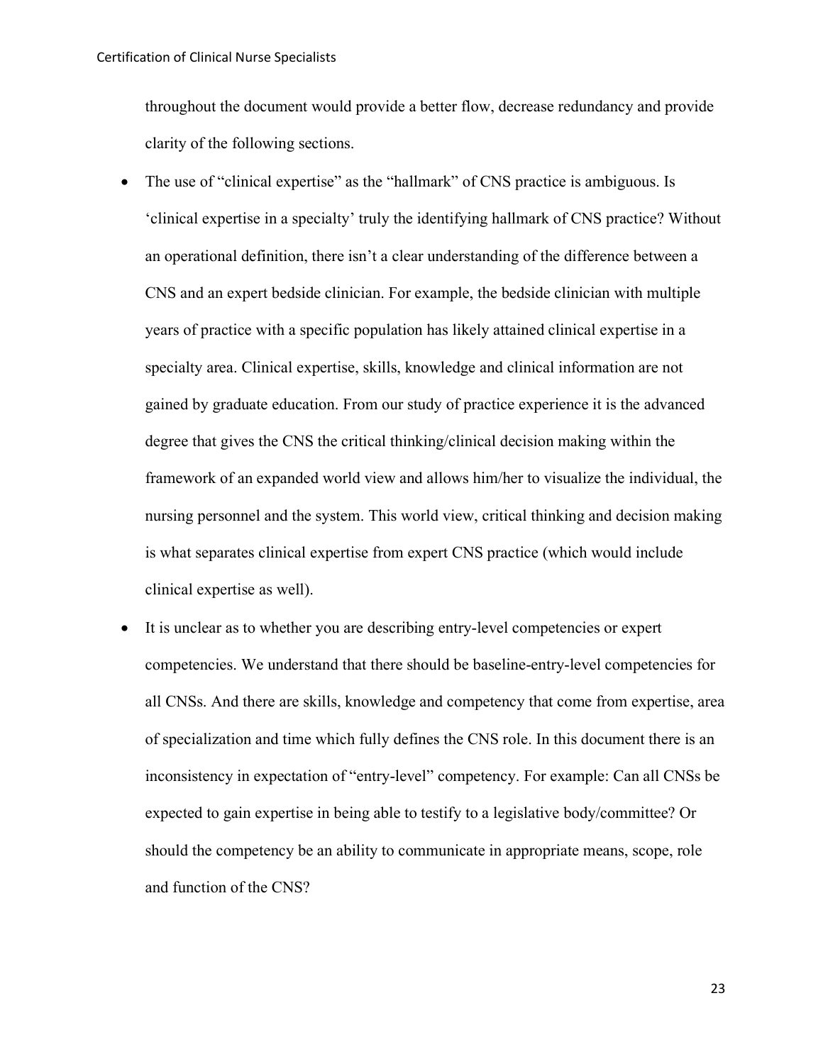throughout the document would provide a better flow, decrease redundancy and provide clarity of the following sections.

- The use of "clinical expertise" as the "hallmark" of CNS practice is ambiguous. Is 'clinical expertise in a specialty' truly the identifying hallmark of CNS practice? Without an operational definition, there isn't a clear understanding of the difference between a CNS and an expert bedside clinician. For example, the bedside clinician with multiple years of practice with a specific population has likely attained clinical expertise in a specialty area. Clinical expertise, skills, knowledge and clinical information are not gained by graduate education. From our study of practice experience it is the advanced degree that gives the CNS the critical thinking/clinical decision making within the framework of an expanded world view and allows him/her to visualize the individual, the nursing personnel and the system. This world view, critical thinking and decision making is what separates clinical expertise from expert CNS practice (which would include clinical expertise as well).
- It is unclear as to whether you are describing entry-level competencies or expert competencies. We understand that there should be baseline-entry-level competencies for all CNSs. And there are skills, knowledge and competency that come from expertise, area of specialization and time which fully defines the CNS role. In this document there is an inconsistency in expectation of "entry-level" competency. For example: Can all CNSs be expected to gain expertise in being able to testify to a legislative body/committee? Or should the competency be an ability to communicate in appropriate means, scope, role and function of the CNS?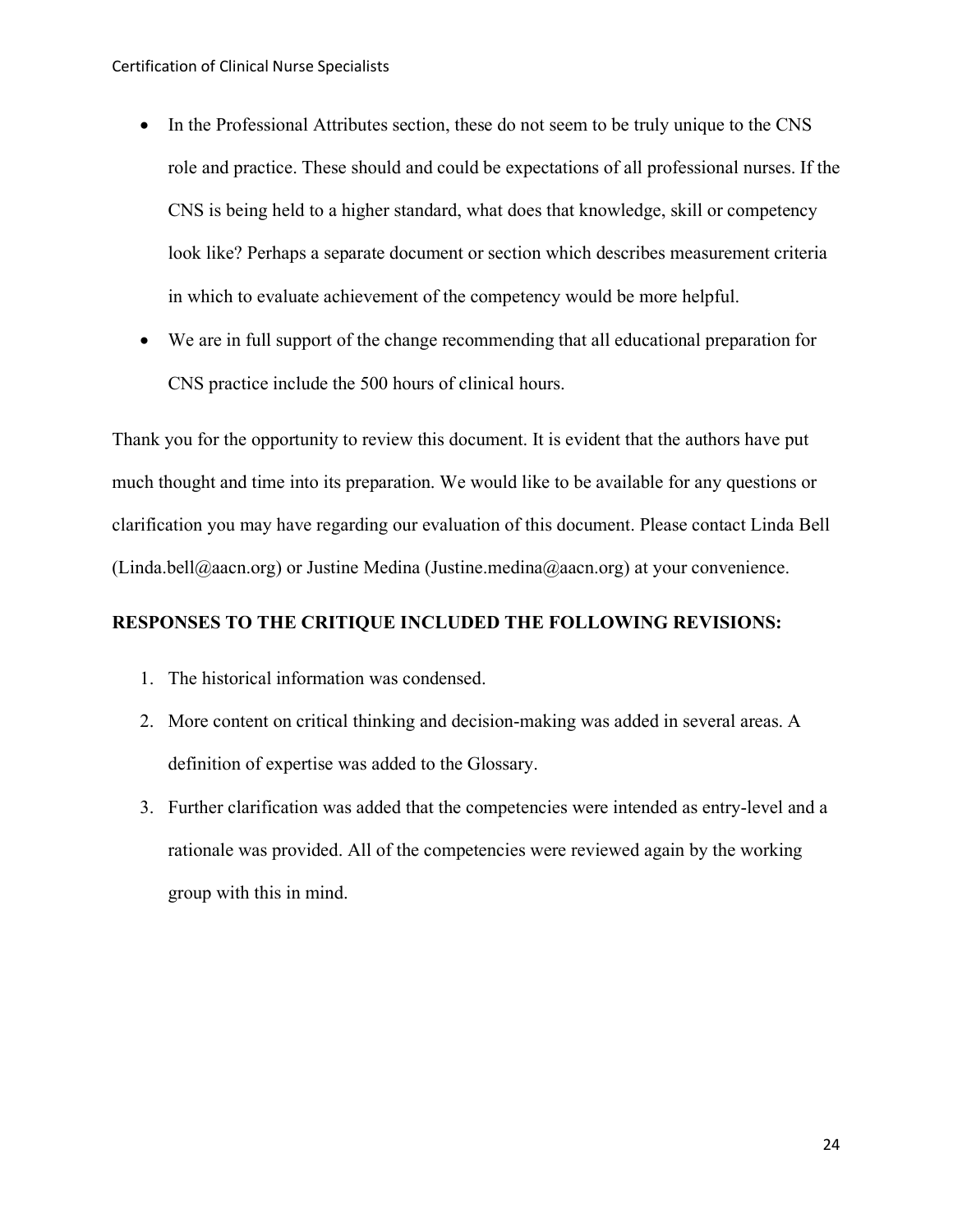- In the Professional Attributes section, these do not seem to be truly unique to the CNS role and practice. These should and could be expectations of all professional nurses. If the CNS is being held to a higher standard, what does that knowledge, skill or competency look like? Perhaps a separate document or section which describes measurement criteria in which to evaluate achievement of the competency would be more helpful.
- We are in full support of the change recommending that all educational preparation for CNS practice include the 500 hours of clinical hours.

Thank you for the opportunity to review this document. It is evident that the authors have put much thought and time into its preparation. We would like to be available for any questions or clarification you may have regarding our evaluation of this document. Please contact Linda Bell (Linda.bell@aacn.org) or Justine Medina (Justine.medina@aacn.org) at your convenience.

**RESPONSES TO THE CRITIQUE INCLUDED THE FOLLOWING REVISIONS:**

1. The historical information was condensed.
2. More content on critical thinking and decision-making was added in several areas. A definition of expertise was added to the Glossary.
3. Further clarification was added that the competencies were intended as entry-level and a rationale was provided. All of the competencies were reviewed again by the working group with this in mind.